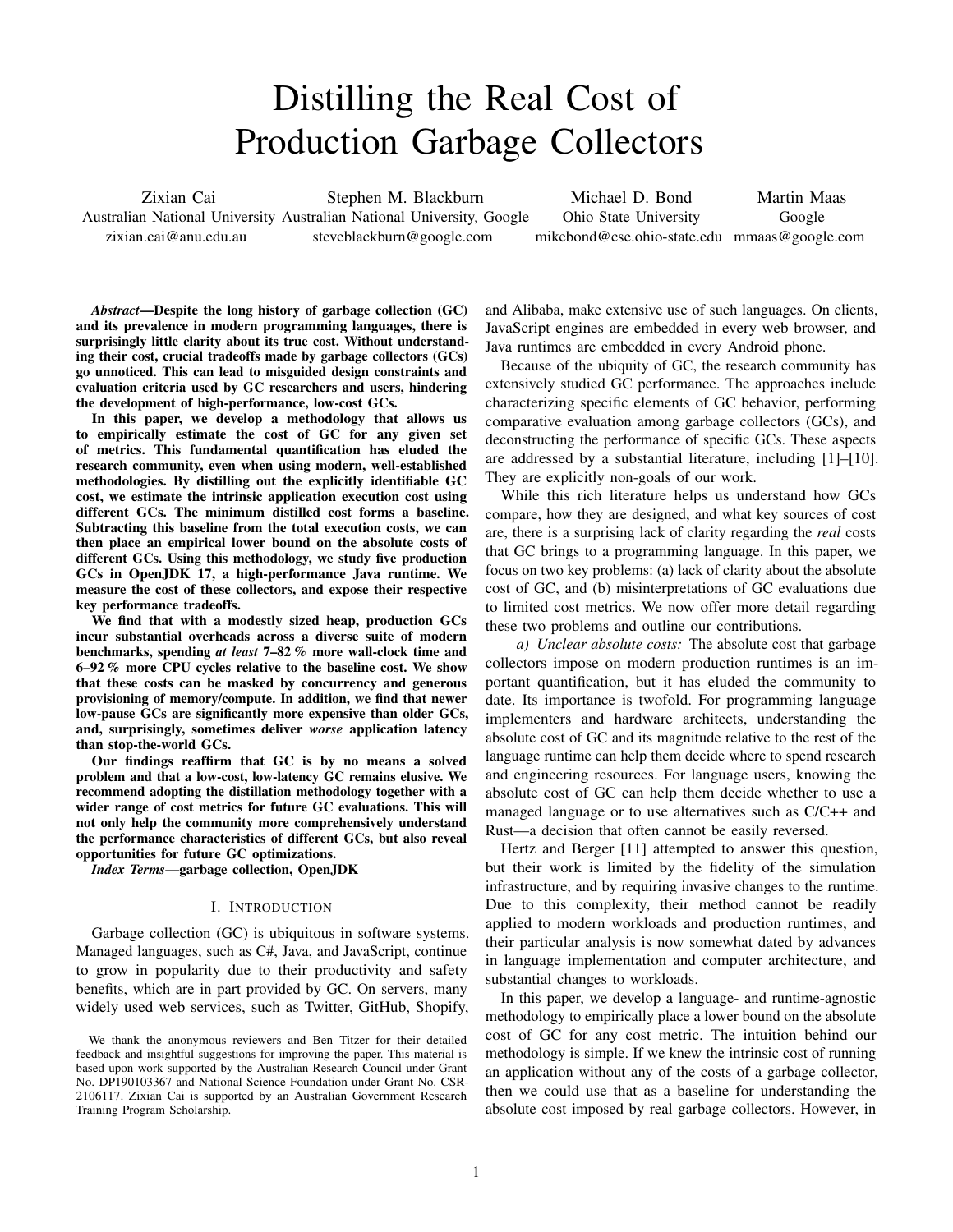# Distilling the Real Cost of Production Garbage Collectors

Zixian Cai
Australian National University
zixian.cai@anu.edu.au

Stephen M. Blackburn
Australian National University, Google
steveblackburn@google.com

Michael D. Bond
Ohio State University
mikebond@cse.ohio-state.edu

Martin Maas
Google
mmaas@google.com

***Abstract*—Despite the long history of garbage collection (GC) and its prevalence in modern programming languages, there is surprisingly little clarity about its true cost. Without understanding their cost, crucial tradeoffs made by garbage collectors (GCs) go unnoticed. This can lead to misguided design constraints and evaluation criteria used by GC researchers and users, hindering the development of high-performance, low-cost GCs.**

**In this paper, we develop a methodology that allows us to empirically estimate the cost of GC for any given set of metrics. This fundamental quantification has eluded the research community, even when using modern, well-established methodologies. By distilling out the explicitly identifiable GC cost, we estimate the intrinsic application execution cost using different GCs. The minimum distilled cost forms a baseline. Subtracting this baseline from the total execution costs, we can then place an empirical lower bound on the absolute costs of different GCs. Using this methodology, we study five production GCs in OpenJDK 17, a high-performance Java runtime. We measure the cost of these collectors, and expose their respective key performance tradeoffs.**

**We find that with a modestly sized heap, production GCs incur substantial overheads across a diverse suite of modern benchmarks, spending *at least* 7–82 % more wall-clock time and 6–92 % more CPU cycles relative to the baseline cost. We show that these costs can be masked by concurrency and generous provisioning of memory/compute. In addition, we find that newer low-pause GCs are significantly more expensive than older GCs, and, surprisingly, sometimes deliver *worse* application latency than stop-the-world GCs.**

**Our findings reaffirm that GC is by no means a solved problem and that a low-cost, low-latency GC remains elusive. We recommend adopting the distillation methodology together with a wider range of cost metrics for future GC evaluations. This will not only help the community more comprehensively understand the performance characteristics of different GCs, but also reveal opportunities for future GC optimizations.**

***Index Terms*—garbage collection, OpenJDK**

## I. Introduction

Garbage collection (GC) is ubiquitous in software systems. Managed languages, such as C#, Java, and JavaScript, continue to grow in popularity due to their productivity and safety benefits, which are in part provided by GC. On servers, many widely used web services, such as Twitter, GitHub, Shopify, and Alibaba, make extensive use of such languages. On clients, JavaScript engines are embedded in every web browser, and Java runtimes are embedded in every Android phone.

Because of the ubiquity of GC, the research community has extensively studied GC performance. The approaches include characterizing specific elements of GC behavior, performing comparative evaluation among garbage collectors (GCs), and deconstructing the performance of specific GCs. These aspects are addressed by a substantial literature, including [1]–[10]. They are explicitly non-goals of our work.

While this rich literature helps us understand how GCs compare, how they are designed, and what key sources of cost are, there is a surprising lack of clarity regarding the *real* costs that GC brings to a programming language. In this paper, we focus on two key problems: (a) lack of clarity about the absolute cost of GC, and (b) misinterpretations of GC evaluations due to limited cost metrics. We now offer more detail regarding these two problems and outline our contributions.

*a) Unclear absolute costs:* The absolute cost that garbage collectors impose on modern production runtimes is an important quantification, but it has eluded the community to date. Its importance is twofold. For programming language implementers and hardware architects, understanding the absolute cost of GC and its magnitude relative to the rest of the language runtime can help them decide where to spend research and engineering resources. For language users, knowing the absolute cost of GC can help them decide whether to use a managed language or to use alternatives such as C/C++ and Rust—a decision that often cannot be easily reversed.

Hertz and Berger [11] attempted to answer this question, but their work is limited by the fidelity of the simulation infrastructure, and by requiring invasive changes to the runtime. Due to this complexity, their method cannot be readily applied to modern workloads and production runtimes, and their particular analysis is now somewhat dated by advances in language implementation and computer architecture, and substantial changes to workloads.

In this paper, we develop a language- and runtime-agnostic methodology to empirically place a lower bound on the absolute cost of GC for any cost metric. The intuition behind our methodology is simple. If we knew the intrinsic cost of running an application without any of the costs of a garbage collector, then we could use that as a baseline for understanding the absolute cost imposed by real garbage collectors. However, in

We thank the anonymous reviewers and Ben Titzer for their detailed feedback and insightful suggestions for improving the paper. This material is based upon work supported by the Australian Research Council under Grant No. DP190103367 and National Science Foundation under Grant No. CSR-2106117. Zixian Cai is supported by an Australian Government Research Training Program Scholarship.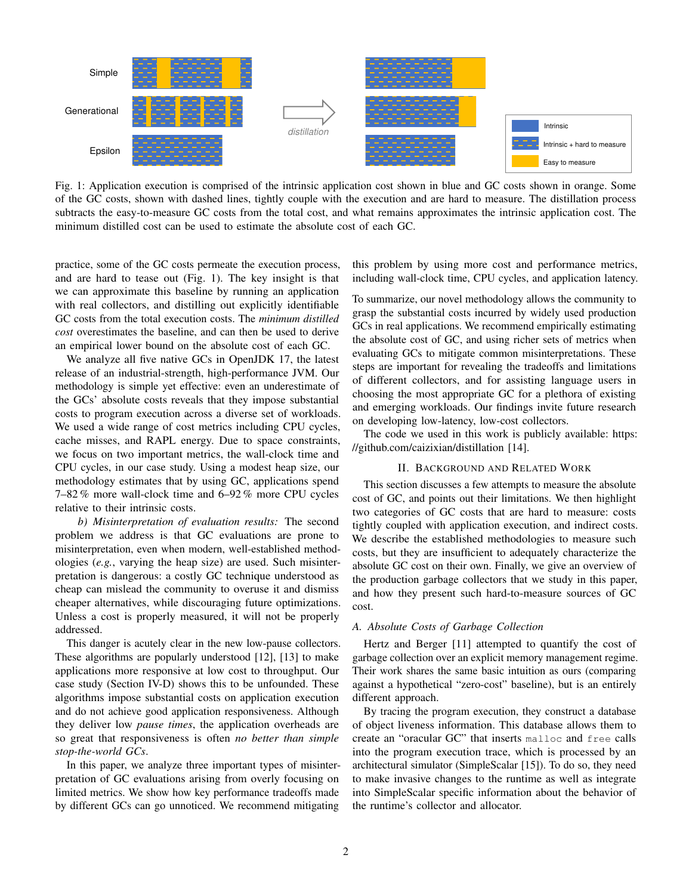Fig. 1: Application execution is comprised of the intrinsic application cost shown in blue and GC costs shown in orange. Some of the GC costs, shown with dashed lines, tightly couple with the execution and are hard to measure. The distillation process subtracts the easy-to-measure GC costs from the total cost, and what remains approximates the intrinsic application cost. The minimum distilled cost can be used to estimate the absolute cost of each GC.

practice, some of the GC costs permeate the execution process, and are hard to tease out (Fig. 1). The key insight is that we can approximate this baseline by running an application with real collectors, and distilling out explicitly identifiable GC costs from the total execution costs. The *minimum distilled cost* overestimates the baseline, and can then be used to derive an empirical lower bound on the absolute cost of each GC.

We analyze all five native GCs in OpenJDK 17, the latest release of an industrial-strength, high-performance JVM. Our methodology is simple yet effective: even an underestimate of the GCs' absolute costs reveals that they impose substantial costs to program execution across a diverse set of workloads. We used a wide range of cost metrics including CPU cycles, cache misses, and RAPL energy. Due to space constraints, we focus on two important metrics, the wall-clock time and CPU cycles, in our case study. Using a modest heap size, our methodology estimates that by using GC, applications spend 7–82 % more wall-clock time and 6–92 % more CPU cycles relative to their intrinsic costs.

*b) Misinterpretation of evaluation results:* The second problem we address is that GC evaluations are prone to misinterpretation, even when modern, well-established methodologies (*e.g.*, varying the heap size) are used. Such misinterpretation is dangerous: a costly GC technique understood as cheap can mislead the community to overuse it and dismiss cheaper alternatives, while discouraging future optimizations. Unless a cost is properly measured, it will not be properly addressed.

This danger is acutely clear in the new low-pause collectors. These algorithms are popularly understood [12], [13] to make applications more responsive at low cost to throughput. Our case study (Section IV-D) shows this to be unfounded. These algorithms impose substantial costs on application execution and do not achieve good application responsiveness. Although they deliver low *pause times*, the application overheads are so great that responsiveness is often *no better than simple stop-the-world GCs*.

In this paper, we analyze three important types of misinterpretation of GC evaluations arising from overly focusing on limited metrics. We show how key performance tradeoffs made by different GCs can go unnoticed. We recommend mitigating this problem by using more cost and performance metrics, including wall-clock time, CPU cycles, and application latency.

To summarize, our novel methodology allows the community to grasp the substantial costs incurred by widely used production GCs in real applications. We recommend empirically estimating the absolute cost of GC, and using richer sets of metrics when evaluating GCs to mitigate common misinterpretations. These steps are important for revealing the tradeoffs and limitations of different collectors, and for assisting language users in choosing the most appropriate GC for a plethora of existing and emerging workloads. Our findings invite future research on developing low-latency, low-cost collectors.

The code we used in this work is publicly available: https://github.com/caizixian/distillation [14].

## II. Background and Related Work

This section discusses a few attempts to measure the absolute cost of GC, and points out their limitations. We then highlight two categories of GC costs that are hard to measure: costs tightly coupled with application execution, and indirect costs. We describe the established methodologies to measure such costs, but they are insufficient to adequately characterize the absolute GC cost on their own. Finally, we give an overview of the production garbage collectors that we study in this paper, and how they present such hard-to-measure sources of GC cost.

### A. Absolute Costs of Garbage Collection

Hertz and Berger [11] attempted to quantify the cost of garbage collection over an explicit memory management regime. Their work shares the same basic intuition as ours (comparing against a hypothetical "zero-cost" baseline), but is an entirely different approach.

By tracing the program execution, they construct a database of object liveness information. This database allows them to create an "oracular GC" that inserts `malloc` and `free` calls into the program execution trace, which is processed by an architectural simulator (SimpleScalar [15]). To do so, they need to make invasive changes to the runtime as well as integrate into SimpleScalar specific information about the behavior of the runtime's collector and allocator.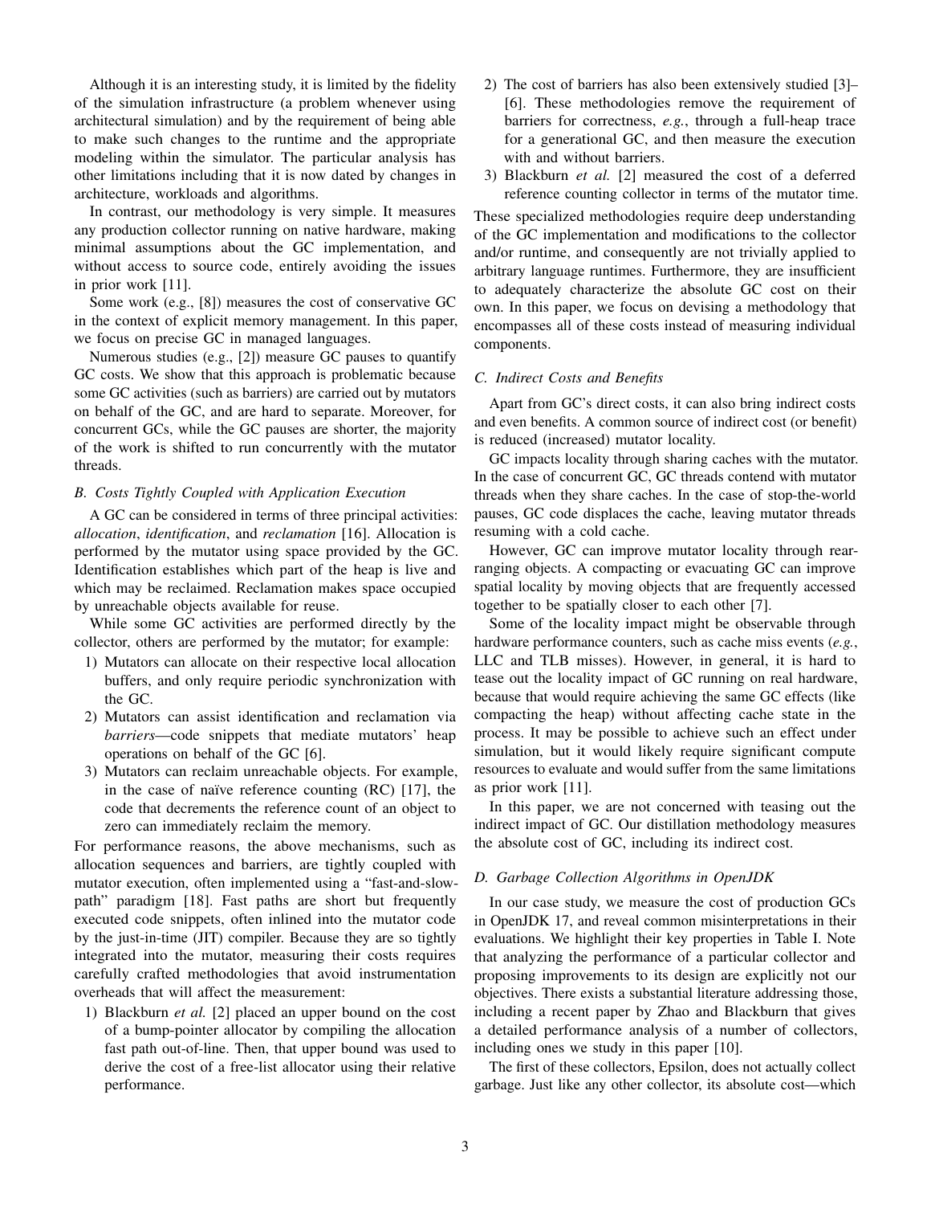Although it is an interesting study, it is limited by the fidelity of the simulation infrastructure (a problem whenever using architectural simulation) and by the requirement of being able to make such changes to the runtime and the appropriate modeling within the simulator. The particular analysis has other limitations including that it is now dated by changes in architecture, workloads and algorithms.

In contrast, our methodology is very simple. It measures any production collector running on native hardware, making minimal assumptions about the GC implementation, and without access to source code, entirely avoiding the issues in prior work [11].

Some work (e.g., [8]) measures the cost of conservative GC in the context of explicit memory management. In this paper, we focus on precise GC in managed languages.

Numerous studies (e.g., [2]) measure GC pauses to quantify GC costs. We show that this approach is problematic because some GC activities (such as barriers) are carried out by mutators on behalf of the GC, and are hard to separate. Moreover, for concurrent GCs, while the GC pauses are shorter, the majority of the work is shifted to run concurrently with the mutator threads.

### *B. Costs Tightly Coupled with Application Execution*

A GC can be considered in terms of three principal activities: *allocation*, *identification*, and *reclamation* [16]. Allocation is performed by the mutator using space provided by the GC. Identification establishes which part of the heap is live and which may be reclaimed. Reclamation makes space occupied by unreachable objects available for reuse.

While some GC activities are performed directly by the collector, others are performed by the mutator; for example:

1) Mutators can allocate on their respective local allocation buffers, and only require periodic synchronization with the GC.
2) Mutators can assist identification and reclamation via *barriers*—code snippets that mediate mutators' heap operations on behalf of the GC [6].
3) Mutators can reclaim unreachable objects. For example, in the case of naïve reference counting (RC) [17], the code that decrements the reference count of an object to zero can immediately reclaim the memory.

For performance reasons, the above mechanisms, such as allocation sequences and barriers, are tightly coupled with mutator execution, often implemented using a "fast-and-slow-path" paradigm [18]. Fast paths are short but frequently executed code snippets, often inlined into the mutator code by the just-in-time (JIT) compiler. Because they are so tightly integrated into the mutator, measuring their costs requires carefully crafted methodologies that avoid instrumentation overheads that will affect the measurement:

1) Blackburn *et al.* [2] placed an upper bound on the cost of a bump-pointer allocator by compiling the allocation fast path out-of-line. Then, that upper bound was used to derive the cost of a free-list allocator using their relative performance.
2) The cost of barriers has also been extensively studied [3]–[6]. These methodologies remove the requirement of barriers for correctness, *e.g.*, through a full-heap trace for a generational GC, and then measure the execution with and without barriers.
3) Blackburn *et al.* [2] measured the cost of a deferred reference counting collector in terms of the mutator time.

These specialized methodologies require deep understanding of the GC implementation and modifications to the collector and/or runtime, and consequently are not trivially applied to arbitrary language runtimes. Furthermore, they are insufficient to adequately characterize the absolute GC cost on their own. In this paper, we focus on devising a methodology that encompasses all of these costs instead of measuring individual components.

### *C. Indirect Costs and Benefits*

Apart from GC's direct costs, it can also bring indirect costs and even benefits. A common source of indirect cost (or benefit) is reduced (increased) mutator locality.

GC impacts locality through sharing caches with the mutator. In the case of concurrent GC, GC threads contend with mutator threads when they share caches. In the case of stop-the-world pauses, GC code displaces the cache, leaving mutator threads resuming with a cold cache.

However, GC can improve mutator locality through rearranging objects. A compacting or evacuating GC can improve spatial locality by moving objects that are frequently accessed together to be spatially closer to each other [7].

Some of the locality impact might be observable through hardware performance counters, such as cache miss events (*e.g.*, LLC and TLB misses). However, in general, it is hard to tease out the locality impact of GC running on real hardware, because that would require achieving the same GC effects (like compacting the heap) without affecting cache state in the process. It may be possible to achieve such an effect under simulation, but it would likely require significant compute resources to evaluate and would suffer from the same limitations as prior work [11].

In this paper, we are not concerned with teasing out the indirect impact of GC. Our distillation methodology measures the absolute cost of GC, including its indirect cost.

### *D. Garbage Collection Algorithms in OpenJDK*

In our case study, we measure the cost of production GCs in OpenJDK 17, and reveal common misinterpretations in their evaluations. We highlight their key properties in Table I. Note that analyzing the performance of a particular collector and proposing improvements to its design are explicitly not our objectives. There exists a substantial literature addressing those, including a recent paper by Zhao and Blackburn that gives a detailed performance analysis of a number of collectors, including ones we study in this paper [10].

The first of these collectors, Epsilon, does not actually collect garbage. Just like any other collector, its absolute cost—which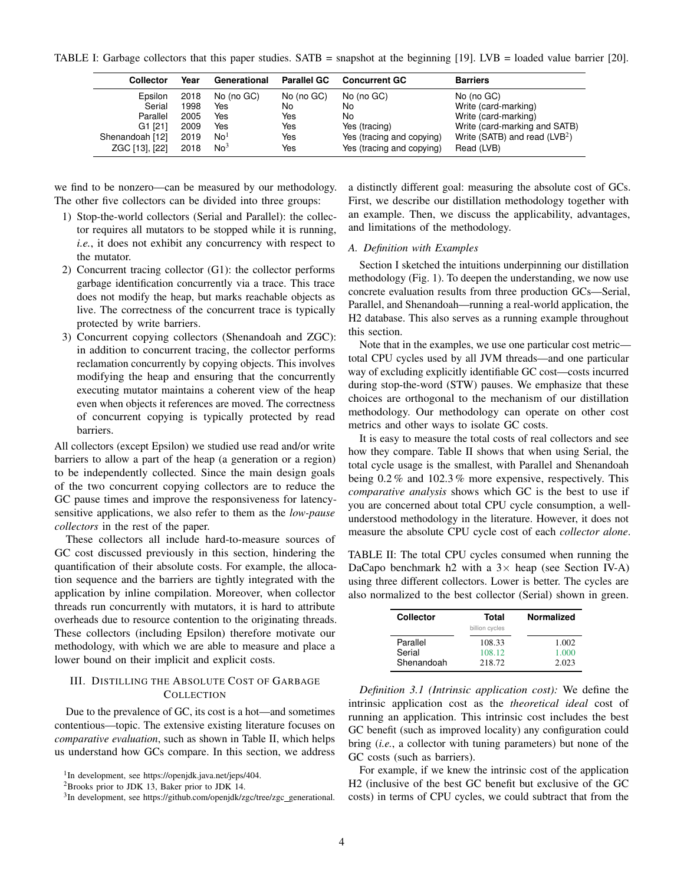TABLE I: Garbage collectors that this paper studies. SATB = snapshot at the beginning [19]. LVB = loaded value barrier [20].

| Collector | Year | Generational | Parallel GC | Concurrent GC | Barriers |
|---|---|---|---|---|---|
| Epsilon | 2018 | No (no GC) | No (no GC) | No (no GC) | No (no GC) |
| Serial | 1998 | Yes | No | No | Write (card-marking) |
| Parallel | 2005 | Yes | Yes | No | Write (card-marking) |
| G1 [21] | 2009 | Yes | Yes | Yes (tracing) | Write (card-marking and SATB) |
| Shenandoah [12] | 2019 | No[1] | Yes | Yes (tracing and copying) | Write (SATB) and read (LVB[2]) |
| ZGC [13], [22] | 2018 | No[3] | Yes | Yes (tracing and copying) | Read (LVB) |

we find to be nonzero—can be measured by our methodology. The other five collectors can be divided into three groups:

1) Stop-the-world collectors (Serial and Parallel): the collector requires all mutators to be stopped while it is running, *i.e.*, it does not exhibit any concurrency with respect to the mutator.
2) Concurrent tracing collector (G1): the collector performs garbage identification concurrently via a trace. This trace does not modify the heap, but marks reachable objects as live. The correctness of the concurrent trace is typically protected by write barriers.
3) Concurrent copying collectors (Shenandoah and ZGC): in addition to concurrent tracing, the collector performs reclamation concurrently by copying objects. This involves modifying the heap and ensuring that the concurrently executing mutator maintains a coherent view of the heap even when objects it references are moved. The correctness of concurrent copying is typically protected by read barriers.

All collectors (except Epsilon) we studied use read and/or write barriers to allow a part of the heap (a generation or a region) to be independently collected. Since the main design goals of the two concurrent copying collectors are to reduce the GC pause times and improve the responsiveness for latency-sensitive applications, we also refer to them as the *low-pause collectors* in the rest of the paper.

These collectors all include hard-to-measure sources of GC cost discussed previously in this section, hindering the quantification of their absolute costs. For example, the allocation sequence and the barriers are tightly integrated with the application by inline compilation. Moreover, when collector threads run concurrently with mutators, it is hard to attribute overheads due to resource contention to the originating threads. These collectors (including Epsilon) therefore motivate our methodology, with which we are able to measure and place a lower bound on their implicit and explicit costs.

## III. Distilling the Absolute Cost of Garbage Collection

Due to the prevalence of GC, its cost is a hot—and sometimes contentious—topic. The extensive existing literature focuses on *comparative evaluation*, such as shown in Table II, which helps us understand how GCs compare. In this section, we address a distinctly different goal: measuring the absolute cost of GCs. First, we describe our distillation methodology together with an example. Then, we discuss the applicability, advantages, and limitations of the methodology.

### A. Definition with Examples

Section I sketched the intuitions underpinning our distillation methodology (Fig. 1). To deepen the understanding, we now use concrete evaluation results from three production GCs—Serial, Parallel, and Shenandoah—running a real-world application, the H2 database. This also serves as a running example throughout this section.

Note that in the examples, we use one particular cost metric—total CPU cycles used by all JVM threads—and one particular way of excluding explicitly identifiable GC cost—costs incurred during stop-the-word (STW) pauses. We emphasize that these choices are orthogonal to the mechanism of our distillation methodology. Our methodology can operate on other cost metrics and other ways to isolate GC costs.

It is easy to measure the total costs of real collectors and see how they compare. Table II shows that when using Serial, the total cycle usage is the smallest, with Parallel and Shenandoah being 0.2 % and 102.3 % more expensive, respectively. This *comparative analysis* shows which GC is the best to use if you are concerned about total CPU cycle consumption, a well-understood methodology in the literature. However, it does not measure the absolute CPU cycle cost of each *collector alone*.

TABLE II: The total CPU cycles consumed when running the DaCapo benchmark h2 with a 3× heap (see Section IV-A) using three different collectors. Lower is better. The cycles are also normalized to the best collector (Serial) shown in green.

| Collector | Total (billion cycles) | Normalized |
|---|---|---|
| Parallel | 108.33 | 1.002 |
| Serial | 108.12 | 1.000 |
| Shenandoah | 218.72 | 2.023 |

*Definition 3.1 (Intrinsic application cost):* We define the intrinsic application cost as the *theoretical ideal* cost of running an application. This intrinsic cost includes the best GC benefit (such as improved locality) any configuration could bring (*i.e.*, a collector with tuning parameters) but none of the GC costs (such as barriers).

For example, if we knew the intrinsic cost of the application H2 (inclusive of the best GC benefit but exclusive of the GC costs) in terms of CPU cycles, we could subtract that from the

[1] In development, see https://openjdk.java.net/jeps/404.

[2] Brooks prior to JDK 13, Baker prior to JDK 14.

[3] In development, see https://github.com/openjdk/zgc/tree/zgc_generational.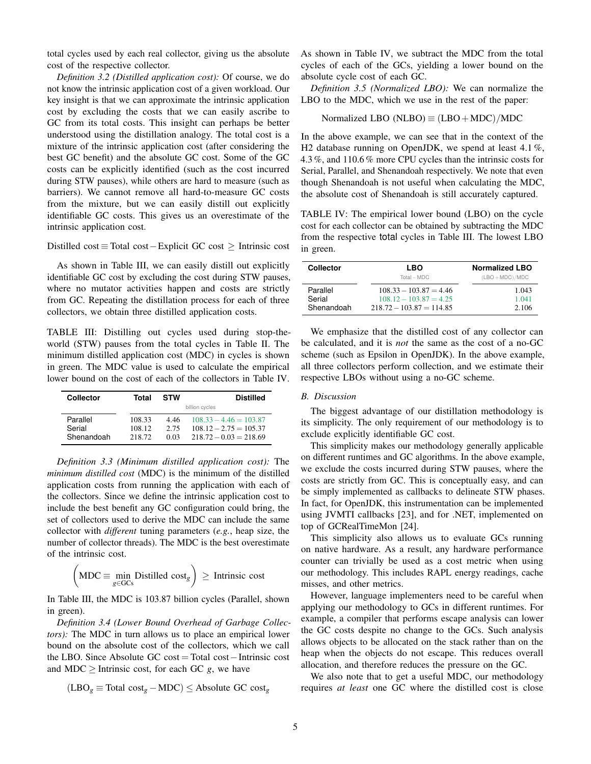total cycles used by each real collector, giving us the absolute cost of the respective collector.

*Definition 3.2 (Distilled application cost):* Of course, we do not know the intrinsic application cost of a given workload. Our key insight is that we can approximate the intrinsic application cost by excluding the costs that we can easily ascribe to GC from its total costs. This insight can perhaps be better understood using the distillation analogy. The total cost is a mixture of the intrinsic application cost (after considering the best GC benefit) and the absolute GC cost. Some of the GC costs can be explicitly identified (such as the cost incurred during STW pauses), while others are hard to measure (such as barriers). We cannot remove all hard-to-measure GC costs from the mixture, but we can easily distill out explicitly identifiable GC costs. This gives us an overestimate of the intrinsic application cost.

$$\text{Distilled cost} \equiv \text{Total cost} - \text{Explicit GC cost} \geq \text{Intrinsic cost}$$

As shown in Table III, we can easily distill out explicitly identifiable GC cost by excluding the cost during STW pauses, where no mutator activities happen and costs are strictly from GC. Repeating the distillation process for each of three collectors, we obtain three distilled application costs.

TABLE III: Distilling out cycles used during stop-the-world (STW) pauses from the total cycles in Table II. The minimum distilled application cost (MDC) in cycles is shown in green. The MDC value is used to calculate the empirical lower bound on the cost of each of the collectors in Table IV.

| Collector | Total | STW | Distilled |
|---|---|---|---|
| | billion cycles | | |
| Parallel | 108.33 | 4.46 | $108.33 - 4.46 = 103.87$ |
| Serial | 108.12 | 2.75 | $108.12 - 2.75 = 105.37$ |
| Shenandoah | 218.72 | 0.03 | $218.72 - 0.03 = 218.69$ |

*Definition 3.3 (Minimum distilled application cost):* The *minimum distilled cost* (MDC) is the minimum of the distilled application costs from running the application with each of the collectors. Since we define the intrinsic application cost to include the best benefit any GC configuration could bring, the set of collectors used to derive the MDC can include the same collector with *different* tuning parameters (*e.g.*, heap size, the number of collector threads). The MDC is the best overestimate of the intrinsic cost.

$$\left(\text{MDC} \equiv \min_{g \in \text{GCs}} \text{Distilled cost}_g\right) \geq \text{Intrinsic cost}$$

In Table III, the MDC is 103.87 billion cycles (Parallel, shown in green).

*Definition 3.4 (Lower Bound Overhead of Garbage Collectors):* The MDC in turn allows us to place an empirical lower bound on the absolute cost of the collectors, which we call the LBO. Since Absolute GC cost = Total cost − Intrinsic cost and MDC $\geq$ Intrinsic cost, for each GC $g$, we have

$$(\text{LBO}_g \equiv \text{Total cost}_g - \text{MDC}) \leq \text{Absolute GC cost}_g$$

As shown in Table IV, we subtract the MDC from the total cycles of each of the GCs, yielding a lower bound on the absolute cycle cost of each GC.

*Definition 3.5 (Normalized LBO):* We can normalize the LBO to the MDC, which we use in the rest of the paper:

$$\text{Normalized LBO (NLBO)} \equiv (\text{LBO} + \text{MDC})/\text{MDC}$$

In the above example, we can see that in the context of the H2 database running on OpenJDK, we spend at least 4.1 %, 4.3 %, and 110.6 % more CPU cycles than the intrinsic costs for Serial, Parallel, and Shenandoah respectively. We note that even though Shenandoah is not useful when calculating the MDC, the absolute cost of Shenandoah is still accurately captured.

TABLE IV: The empirical lower bound (LBO) on the cycle cost for each collector can be obtained by subtracting the MDC from the respective total cycles in Table III. The lowest LBO in green.

| Collector | LBO<br>Total − MDC | Normalized LBO<br>(LBO + MDC)/MDC |
|---|---|---|
| Parallel | $108.33 - 103.87 = 4.46$ | 1.043 |
| Serial | $108.12 - 103.87 = 4.25$ | 1.041 |
| Shenandoah | $218.72 - 103.87 = 114.85$ | 2.106 |

We emphasize that the distilled cost of any collector can be calculated, and it is *not* the same as the cost of a no-GC scheme (such as Epsilon in OpenJDK). In the above example, all three collectors perform collection, and we estimate their respective LBOs without using a no-GC scheme.

### B. Discussion

The biggest advantage of our distillation methodology is its simplicity. The only requirement of our methodology is to exclude explicitly identifiable GC cost.

This simplicity makes our methodology generally applicable on different runtimes and GC algorithms. In the above example, we exclude the costs incurred during STW pauses, where the costs are strictly from GC. This is conceptually easy, and can be simply implemented as callbacks to delineate STW phases. In fact, for OpenJDK, this instrumentation can be implemented using JVMTI callbacks [23], and for .NET, implemented on top of GCRealTimeMon [24].

This simplicity also allows us to evaluate GCs running on native hardware. As a result, any hardware performance counter can trivially be used as a cost metric when using our methodology. This includes RAPL energy readings, cache misses, and other metrics.

However, language implementers need to be careful when applying our methodology to GCs in different runtimes. For example, a compiler that performs escape analysis can lower the GC costs despite no change to the GCs. Such analysis allows objects to be allocated on the stack rather than on the heap when the objects do not escape. This reduces overall allocation, and therefore reduces the pressure on the GC.

We also note that to get a useful MDC, our methodology requires *at least* one GC where the distilled cost is close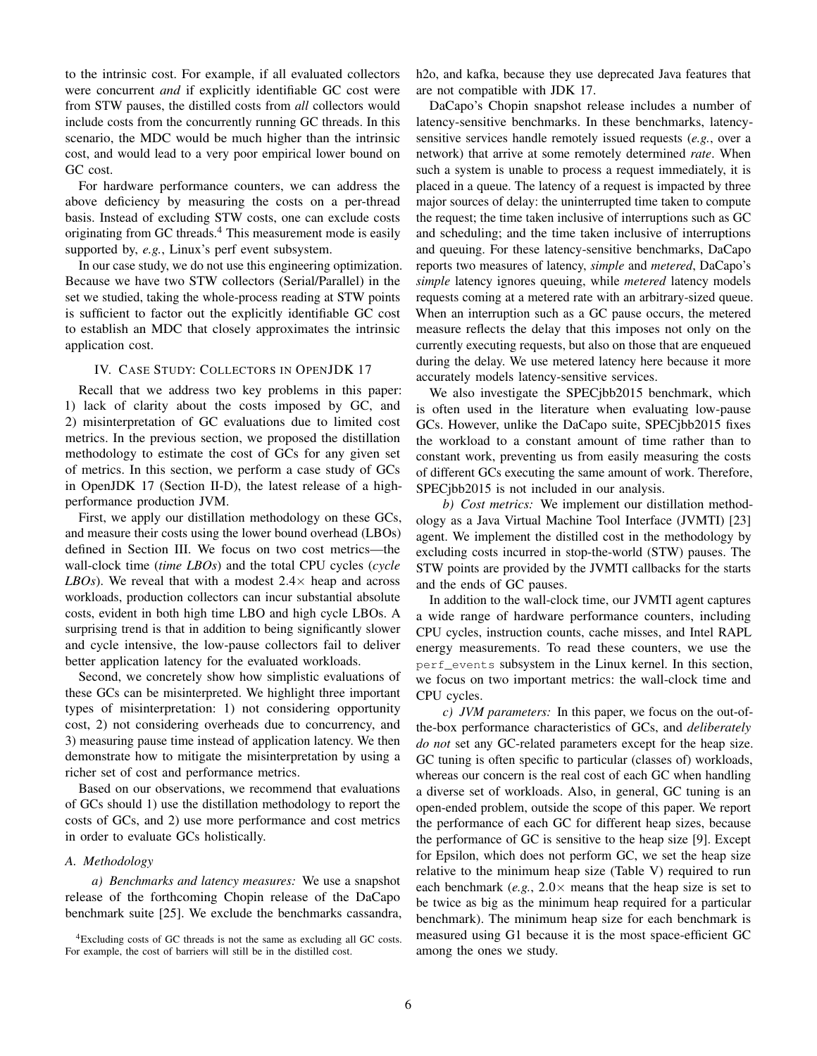to the intrinsic cost. For example, if all evaluated collectors were concurrent *and* if explicitly identifiable GC cost were from STW pauses, the distilled costs from *all* collectors would include costs from the concurrently running GC threads. In this scenario, the MDC would be much higher than the intrinsic cost, and would lead to a very poor empirical lower bound on GC cost.

For hardware performance counters, we can address the above deficiency by measuring the costs on a per-thread basis. Instead of excluding STW costs, one can exclude costs originating from GC threads.[4] This measurement mode is easily supported by, *e.g.*, Linux's perf event subsystem.

In our case study, we do not use this engineering optimization. Because we have two STW collectors (Serial/Parallel) in the set we studied, taking the whole-process reading at STW points is sufficient to factor out the explicitly identifiable GC cost to establish an MDC that closely approximates the intrinsic application cost.

## IV. Case Study: Collectors in OpenJDK 17

Recall that we address two key problems in this paper: 1) lack of clarity about the costs imposed by GC, and 2) misinterpretation of GC evaluations due to limited cost metrics. In the previous section, we proposed the distillation methodology to estimate the cost of GCs for any given set of metrics. In this section, we perform a case study of GCs in OpenJDK 17 (Section II-D), the latest release of a high-performance production JVM.

First, we apply our distillation methodology on these GCs, and measure their costs using the lower bound overhead (LBOs) defined in Section III. We focus on two cost metrics—the wall-clock time (*time LBOs*) and the total CPU cycles (*cycle LBOs*). We reveal that with a modest 2.4× heap and across workloads, production collectors can incur substantial absolute costs, evident in both high time LBO and high cycle LBOs. A surprising trend is that in addition to being significantly slower and cycle intensive, the low-pause collectors fail to deliver better application latency for the evaluated workloads.

Second, we concretely show how simplistic evaluations of these GCs can be misinterpreted. We highlight three important types of misinterpretation: 1) not considering opportunity cost, 2) not considering overheads due to concurrency, and 3) measuring pause time instead of application latency. We then demonstrate how to mitigate the misinterpretation by using a richer set of cost and performance metrics.

Based on our observations, we recommend that evaluations of GCs should 1) use the distillation methodology to report the costs of GCs, and 2) use more performance and cost metrics in order to evaluate GCs holistically.

### A. Methodology

*a) Benchmarks and latency measures:* We use a snapshot release of the forthcoming Chopin release of the DaCapo benchmark suite [25]. We exclude the benchmarks cassandra, h2o, and kafka, because they use deprecated Java features that are not compatible with JDK 17.

DaCapo's Chopin snapshot release includes a number of latency-sensitive benchmarks. In these benchmarks, latency-sensitive services handle remotely issued requests (*e.g.*, over a network) that arrive at some remotely determined *rate*. When such a system is unable to process a request immediately, it is placed in a queue. The latency of a request is impacted by three major sources of delay: the uninterrupted time taken to compute the request; the time taken inclusive of interruptions such as GC and scheduling; and the time taken inclusive of interruptions and queuing. For these latency-sensitive benchmarks, DaCapo reports two measures of latency, *simple* and *metered*, DaCapo's *simple* latency ignores queuing, while *metered* latency models requests coming at a metered rate with an arbitrary-sized queue. When an interruption such as a GC pause occurs, the metered measure reflects the delay that this imposes not only on the currently executing requests, but also on those that are enqueued during the delay. We use metered latency here because it more accurately models latency-sensitive services.

We also investigate the SPECjbb2015 benchmark, which is often used in the literature when evaluating low-pause GCs. However, unlike the DaCapo suite, SPECjbb2015 fixes the workload to a constant amount of time rather than to constant work, preventing us from easily measuring the costs of different GCs executing the same amount of work. Therefore, SPECjbb2015 is not included in our analysis.

*b) Cost metrics:* We implement our distillation methodology as a Java Virtual Machine Tool Interface (JVMTI) [23] agent. We implement the distilled cost in the methodology by excluding costs incurred in stop-the-world (STW) pauses. The STW points are provided by the JVMTI callbacks for the starts and the ends of GC pauses.

In addition to the wall-clock time, our JVMTI agent captures a wide range of hardware performance counters, including CPU cycles, instruction counts, cache misses, and Intel RAPL energy measurements. To read these counters, we use the `perf_events` subsystem in the Linux kernel. In this section, we focus on two important metrics: the wall-clock time and CPU cycles.

*c) JVM parameters:* In this paper, we focus on the out-of-the-box performance characteristics of GCs, and *deliberately do not* set any GC-related parameters except for the heap size. GC tuning is often specific to particular (classes of) workloads, whereas our concern is the real cost of each GC when handling a diverse set of workloads. Also, in general, GC tuning is an open-ended problem, outside the scope of this paper. We report the performance of each GC for different heap sizes, because the performance of GC is sensitive to the heap size [9]. Except for Epsilon, which does not perform GC, we set the heap size relative to the minimum heap size (Table V) required to run each benchmark (*e.g.*, 2.0× means that the heap size is set to be twice as big as the minimum heap required for a particular benchmark). The minimum heap size for each benchmark is measured using G1 because it is the most space-efficient GC among the ones we study.

[4] Excluding costs of GC threads is not the same as excluding all GC costs. For example, the cost of barriers will still be in the distilled cost.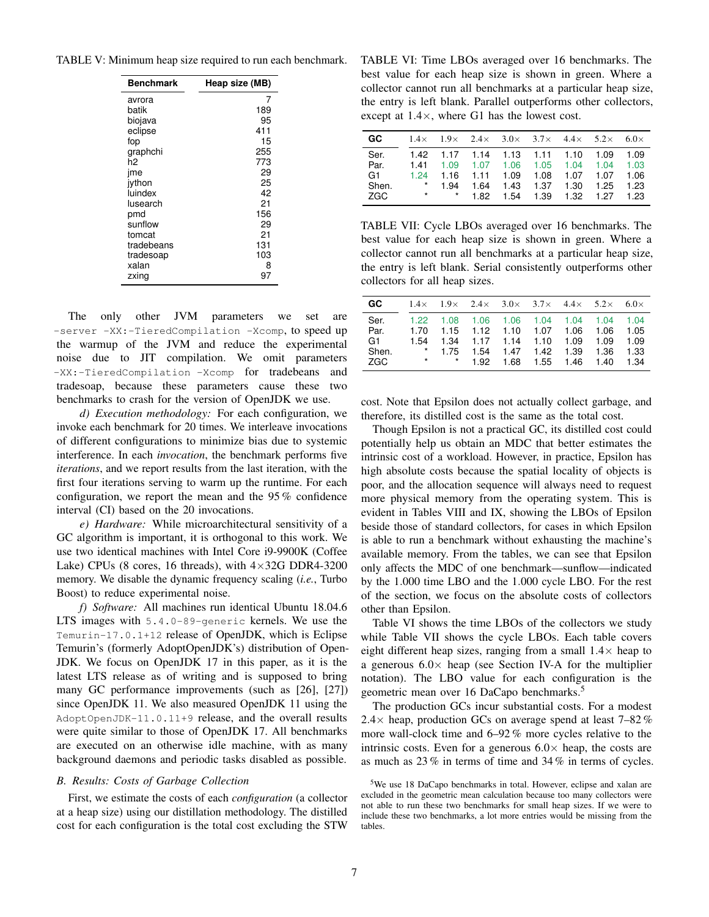TABLE V: Minimum heap size required to run each benchmark.

| Benchmark | Heap size (MB) |
|---|---|
| avrora | 7 |
| batik | 189 |
| biojava | 95 |
| eclipse | 411 |
| fop | 15 |
| graphchi | 255 |
| h2 | 773 |
| jme | 29 |
| jython | 25 |
| luindex | 42 |
| lusearch | 21 |
| pmd | 156 |
| sunflow | 29 |
| tomcat | 21 |
| tradebeans | 131 |
| tradesoap | 103 |
| xalan | 8 |
| zxing | 97 |

The only other JVM parameters we set are `-server -XX:-TieredCompilation -Xcomp`, to speed up the warmup of the JVM and reduce the experimental noise due to JIT compilation. We omit parameters `-XX:-TieredCompilation -Xcomp` for tradebeans and tradesoap, because these parameters cause these two benchmarks to crash for the version of OpenJDK we use.

*d) Execution methodology:* For each configuration, we invoke each benchmark for 20 times. We interleave invocations of different configurations to minimize bias due to systemic interference. In each *invocation*, the benchmark performs five *iterations*, and we report results from the last iteration, with the first four iterations serving to warm up the runtime. For each configuration, we report the mean and the 95 % confidence interval (CI) based on the 20 invocations.

*e) Hardware:* While microarchitectural sensitivity of a GC algorithm is important, it is orthogonal to this work. We use two identical machines with Intel Core i9-9900K (Coffee Lake) CPUs (8 cores, 16 threads), with 4×32G DDR4-3200 memory. We disable the dynamic frequency scaling (*i.e.*, Turbo Boost) to reduce experimental noise.

*f) Software:* All machines run identical Ubuntu 18.04.6 LTS images with `5.4.0-89-generic` kernels. We use the `Temurin-17.0.1+12` release of OpenJDK, which is Eclipse Temurin's (formerly AdoptOpenJDK's) distribution of OpenJDK. We focus on OpenJDK 17 in this paper, as it is the latest LTS release as of writing and is supposed to bring many GC performance improvements (such as [26], [27]) since OpenJDK 11. We also measured OpenJDK 11 using the `AdoptOpenJDK-11.0.11+9` release, and the overall results were quite similar to those of OpenJDK 17. All benchmarks are executed on an otherwise idle machine, with as many background daemons and periodic tasks disabled as possible.

### B. Results: Costs of Garbage Collection

First, we estimate the costs of each *configuration* (a collector at a heap size) using our distillation methodology. The distilled cost for each configuration is the total cost excluding the STW cost. Note that Epsilon does not actually collect garbage, and therefore, its distilled cost is the same as the total cost.

TABLE VI: Time LBOs averaged over 16 benchmarks. The best value for each heap size is shown in green. Where a collector cannot run all benchmarks at a particular heap size, the entry is left blank. Parallel outperforms other collectors, except at 1.4×, where G1 has the lowest cost.

| GC | 1.4× | 1.9× | 2.4× | 3.0× | 3.7× | 4.4× | 5.2× | 6.0× |
|---|---|---|---|---|---|---|---|---|
| Ser. | 1.42 | 1.17 | 1.14 | 1.13 | 1.11 | 1.10 | 1.09 | 1.09 |
| Par. | 1.41 | 1.09 | 1.07 | 1.06 | 1.05 | 1.04 | 1.04 | 1.03 |
| G1 | 1.24 | 1.16 | 1.11 | 1.09 | 1.08 | 1.07 | 1.07 | 1.06 |
| Shen. | * | 1.94 | 1.64 | 1.43 | 1.37 | 1.30 | 1.25 | 1.23 |
| ZGC | * | * | 1.82 | 1.54 | 1.39 | 1.32 | 1.27 | 1.23 |

TABLE VII: Cycle LBOs averaged over 16 benchmarks. The best value for each heap size is shown in green. Where a collector cannot run all benchmarks at a particular heap size, the entry is left blank. Serial consistently outperforms other collectors for all heap sizes.

| GC | 1.4× | 1.9× | 2.4× | 3.0× | 3.7× | 4.4× | 5.2× | 6.0× |
|---|---|---|---|---|---|---|---|---|
| Ser. | 1.22 | 1.08 | 1.06 | 1.06 | 1.04 | 1.04 | 1.04 | 1.04 |
| Par. | 1.70 | 1.15 | 1.12 | 1.10 | 1.07 | 1.06 | 1.06 | 1.05 |
| G1 | 1.54 | 1.34 | 1.17 | 1.14 | 1.10 | 1.09 | 1.09 | 1.09 |
| Shen. | * | 1.75 | 1.54 | 1.47 | 1.42 | 1.39 | 1.36 | 1.33 |
| ZGC | * | * | 1.92 | 1.68 | 1.55 | 1.46 | 1.40 | 1.34 |

Though Epsilon is not a practical GC, its distilled cost could potentially help us obtain an MDC that better estimates the intrinsic cost of a workload. However, in practice, Epsilon has high absolute costs because the spatial locality of objects is poor, and the allocation sequence will always need to request more physical memory from the operating system. This is evident in Tables VIII and IX, showing the LBOs of Epsilon beside those of standard collectors, for cases in which Epsilon is able to run a benchmark without exhausting the machine's available memory. From the tables, we can see that Epsilon only affects the MDC of one benchmark—sunflow—indicated by the 1.000 time LBO and the 1.000 cycle LBO. For the rest of the section, we focus on the absolute costs of collectors other than Epsilon.

Table VI shows the time LBOs of the collectors we study while Table VII shows the cycle LBOs. Each table covers eight different heap sizes, ranging from a small 1.4× heap to a generous 6.0× heap (see Section IV-A for the multiplier notation). The LBO value for each configuration is the geometric mean over 16 DaCapo benchmarks.[5]

The production GCs incur substantial costs. For a modest 2.4× heap, production GCs on average spend at least 7–82 % more wall-clock time and 6–92 % more cycles relative to the intrinsic costs. Even for a generous 6.0× heap, the costs are as much as 23 % in terms of time and 34 % in terms of cycles.

[5] We use 18 DaCapo benchmarks in total. However, eclipse and xalan are excluded in the geometric mean calculation because too many collectors were not able to run these two benchmarks for small heap sizes. If we were to include these two benchmarks, a lot more entries would be missing from the tables.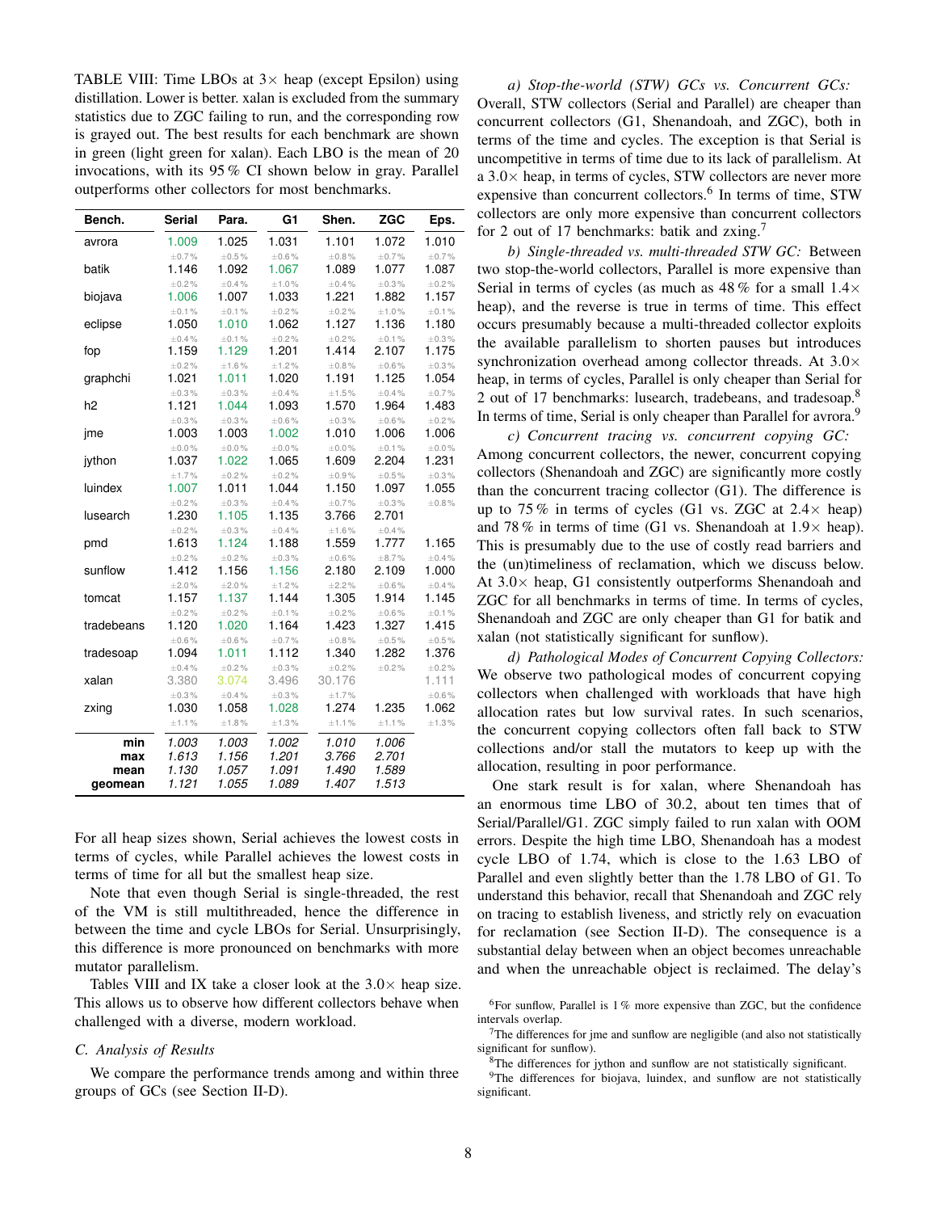TABLE VIII: Time LBOs at 3× heap (except Epsilon) using distillation. Lower is better. xalan is excluded from the summary statistics due to ZGC failing to run, and the corresponding row is grayed out. The best results for each benchmark are shown in green (light green for xalan). Each LBO is the mean of 20 invocations, with its 95 % CI shown below in gray. Parallel outperforms other collectors for most benchmarks.

| Bench. | Serial | Para. | G1 | Shen. | ZGC | Eps. |
|---|---|---|---|---|---|---|
| avrora | 1.009 ±0.7% | 1.025 ±0.5% | 1.031 ±0.6% | 1.101 ±0.8% | 1.072 ±0.7% | 1.010 ±0.7% |
| batik | 1.146 ±0.2% | 1.092 ±0.4% | 1.067 ±1.0% | 1.089 ±0.4% | 1.077 ±0.3% | 1.087 ±0.2% |
| biojava | 1.006 ±0.1% | 1.007 ±0.1% | 1.033 ±0.2% | 1.221 ±0.2% | 1.882 ±1.0% | 1.157 ±0.1% |
| eclipse | 1.050 ±0.4% | 1.010 ±0.1% | 1.062 ±0.2% | 1.127 ±0.2% | 1.136 ±0.1% | 1.180 ±0.3% |
| fop | 1.159 ±0.2% | 1.129 ±1.6% | 1.201 ±1.2% | 1.414 ±0.8% | 2.107 ±0.6% | 1.175 ±0.3% |
| graphchi | 1.021 ±0.3% | 1.011 ±0.3% | 1.020 ±0.4% | 1.191 ±1.5% | 1.125 ±0.4% | 1.054 ±0.7% |
| h2 | 1.121 ±0.3% | 1.044 ±0.3% | 1.093 ±0.6% | 1.570 ±0.3% | 1.964 ±0.6% | 1.483 ±0.2% |
| jme | 1.003 ±0.0% | 1.003 ±0.0% | 1.002 ±0.0% | 1.010 ±0.0% | 1.006 ±0.1% | 1.006 ±0.0% |
| jython | 1.037 ±1.7% | 1.022 ±0.2% | 1.065 ±0.2% | 1.609 ±0.9% | 2.204 ±0.5% | 1.231 ±0.3% |
| luindex | 1.007 ±0.2% | 1.011 ±0.3% | 1.044 ±0.4% | 1.150 ±0.7% | 1.097 ±0.3% | 1.055 ±0.8% |
| lusearch | 1.230 ±0.2% | 1.105 ±0.3% | 1.135 ±0.4% | 3.766 ±1.6% | 2.701 ±0.4% | |
| pmd | 1.613 ±0.2% | 1.124 ±0.2% | 1.188 ±0.3% | 1.559 ±0.6% | 1.777 ±8.7% | 1.165 ±0.4% |
| sunflow | 1.412 ±2.0% | 1.156 ±2.0% | 1.156 ±1.2% | 2.180 ±2.2% | 2.109 ±0.6% | 1.000 ±0.4% |
| tomcat | 1.157 ±0.2% | 1.137 ±0.2% | 1.144 ±0.1% | 1.305 ±0.2% | 1.914 ±0.6% | 1.145 ±0.1% |
| tradebeans | 1.120 ±0.6% | 1.020 ±0.6% | 1.164 ±0.7% | 1.423 ±0.8% | 1.327 ±0.5% | 1.415 ±0.5% |
| tradesoap | 1.094 ±0.4% | 1.011 ±0.2% | 1.112 ±0.3% | 1.340 ±0.2% | 1.282 ±0.2% | 1.376 ±0.2% |
| xalan | 3.380 ±0.3% | 3.074 ±0.4% | 3.496 ±0.3% | 30.176 ±1.7% | | 1.111 ±0.6% |
| zxing | 1.030 ±1.1% | 1.058 ±1.8% | 1.028 ±1.3% | 1.274 ±1.1% | 1.235 ±1.1% | 1.062 ±1.3% |
| **min** | *1.003* | *1.003* | *1.002* | *1.010* | *1.006* | |
| **max** | *1.613* | *1.156* | *1.201* | *3.766* | *2.701* | |
| **mean** | *1.130* | *1.057* | *1.091* | *1.490* | *1.589* | |
| **geomean** | *1.121* | *1.055* | *1.089* | *1.407* | *1.513* | |

For all heap sizes shown, Serial achieves the lowest costs in terms of cycles, while Parallel achieves the lowest costs in terms of time for all but the smallest heap size.

Note that even though Serial is single-threaded, the rest of the VM is still multithreaded, hence the difference in between the time and cycle LBOs for Serial. Unsurprisingly, this difference is more pronounced on benchmarks with more mutator parallelism.

Tables VIII and IX take a closer look at the 3.0× heap size. This allows us to observe how different collectors behave when challenged with a diverse, modern workload.

### C. Analysis of Results

We compare the performance trends among and within three groups of GCs (see Section II-D).

*a) Stop-the-world (STW) GCs vs. Concurrent GCs:* Overall, STW collectors (Serial and Parallel) are cheaper than concurrent collectors (G1, Shenandoah, and ZGC), both in terms of the time and cycles. The exception is that Serial is uncompetitive in terms of time due to its lack of parallelism. At a 3.0× heap, in terms of cycles, STW collectors are never more expensive than concurrent collectors.[6] In terms of time, STW collectors are only more expensive than concurrent collectors for 2 out of 17 benchmarks: batik and zxing.[7]

*b) Single-threaded vs. multi-threaded STW GC:* Between two stop-the-world collectors, Parallel is more expensive than Serial in terms of cycles (as much as 48 % for a small 1.4× heap), and the reverse is true in terms of time. This effect occurs presumably because a multi-threaded collector exploits the available parallelism to shorten pauses but introduces synchronization overhead among collector threads. At 3.0× heap, in terms of cycles, Parallel is only cheaper than Serial for 2 out of 17 benchmarks: lusearch, tradebeans, and tradesoap.[8] In terms of time, Serial is only cheaper than Parallel for avrora.[9]

*c) Concurrent tracing vs. concurrent copying GC:* Among concurrent collectors, the newer, concurrent copying collectors (Shenandoah and ZGC) are significantly more costly than the concurrent tracing collector (G1). The difference is up to 75 % in terms of cycles (G1 vs. ZGC at 2.4× heap) and 78 % in terms of time (G1 vs. Shenandoah at 1.9× heap). This is presumably due to the use of costly read barriers and the (un)timeliness of reclamation, which we discuss below. At 3.0× heap, G1 consistently outperforms Shenandoah and ZGC for all benchmarks in terms of time. In terms of cycles, Shenandoah and ZGC are only cheaper than G1 for batik and xalan (not statistically significant for sunflow).

*d) Pathological Modes of Concurrent Copying Collectors:* We observe two pathological modes of concurrent copying collectors when challenged with workloads that have high allocation rates but low survival rates. In such scenarios, the concurrent copying collectors often fall back to STW collections and/or stall the mutators to keep up with the allocation, resulting in poor performance.

One stark result is for xalan, where Shenandoah has an enormous time LBO of 30.2, about ten times that of Serial/Parallel/G1. ZGC simply failed to run xalan with OOM errors. Despite the high time LBO, Shenandoah has a modest cycle LBO of 1.74, which is close to the 1.63 LBO of Parallel and even slightly better than the 1.78 LBO of G1. To understand this behavior, recall that Shenandoah and ZGC rely on tracing to establish liveness, and strictly rely on evacuation for reclamation (see Section II-D). The consequence is a substantial delay between when an object becomes unreachable and when the unreachable object is reclaimed. The delay's

[6] For sunflow, Parallel is 1 % more expensive than ZGC, but the confidence intervals overlap.

[7] The differences for jme and sunflow are negligible (and also not statistically significant for sunflow).

[8] The differences for jython and sunflow are not statistically significant.

[9] The differences for biojava, luindex, and sunflow are not statistically significant.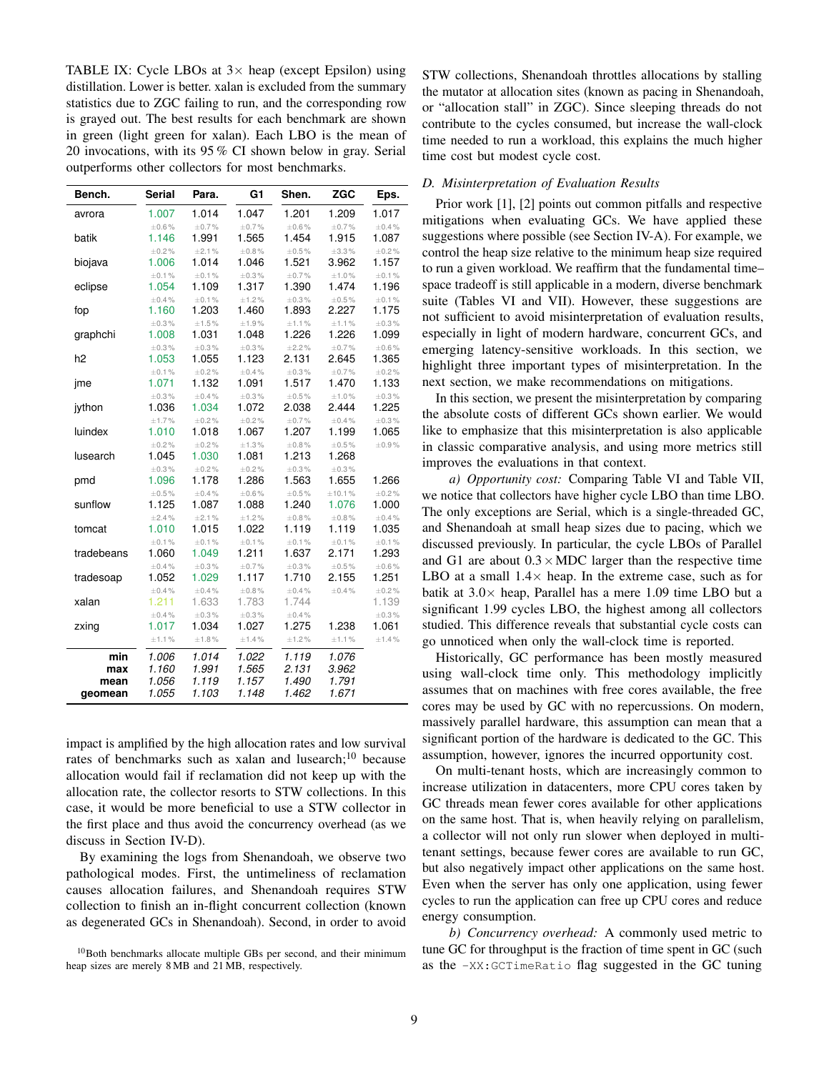TABLE IX: Cycle LBOs at 3× heap (except Epsilon) using distillation. Lower is better. xalan is excluded from the summary statistics due to ZGC failing to run, and the corresponding row is grayed out. The best results for each benchmark are shown in green (light green for xalan). Each LBO is the mean of 20 invocations, with its 95 % CI shown below in gray. Serial outperforms other collectors for most benchmarks.

| Bench. | Serial | Para. | G1 | Shen. | ZGC | Eps. |
|---|---|---|---|---|---|---|
| avrora | 1.007 ±0.6% | 1.014 ±0.7% | 1.047 ±0.7% | 1.201 ±0.6% | 1.209 ±0.7% | 1.017 ±0.4% |
| batik | 1.146 ±0.2% | 1.991 ±2.1% | 1.565 ±0.8% | 1.454 ±0.5% | 1.915 ±3.3% | 1.087 ±0.2% |
| biojava | 1.006 ±0.1% | 1.014 ±0.1% | 1.046 ±0.3% | 1.521 ±0.7% | 3.962 ±1.0% | 1.157 ±0.1% |
| eclipse | 1.054 ±0.4% | 1.109 ±0.1% | 1.317 ±1.2% | 1.390 ±0.3% | 1.474 ±0.5% | 1.196 ±0.1% |
| fop | 1.160 ±0.3% | 1.203 ±1.5% | 1.460 ±1.9% | 1.893 ±1.1% | 2.227 ±1.1% | 1.175 ±0.3% |
| graphchi | 1.008 ±0.3% | 1.031 ±0.3% | 1.048 ±0.3% | 1.226 ±2.2% | 1.226 ±0.7% | 1.099 ±0.6% |
| h2 | 1.053 ±0.1% | 1.055 ±0.2% | 1.123 ±0.4% | 2.131 ±0.3% | 2.645 ±0.7% | 1.365 ±0.2% |
| jme | 1.071 ±0.3% | 1.132 ±0.4% | 1.091 ±0.3% | 1.517 ±0.5% | 1.470 ±1.0% | 1.133 ±0.3% |
| jython | 1.036 ±1.7% | 1.034 ±0.2% | 1.072 ±0.2% | 2.038 ±0.7% | 2.444 ±0.4% | 1.225 ±0.3% |
| luindex | 1.010 ±0.2% | 1.018 ±0.2% | 1.067 ±1.3% | 1.207 ±0.8% | 1.199 ±0.5% | 1.065 ±0.9% |
| lusearch | 1.045 ±0.3% | 1.030 ±0.2% | 1.081 ±0.2% | 1.213 ±0.3% | 1.268 ±0.3% | |
| pmd | 1.096 ±0.5% | 1.178 ±0.4% | 1.286 ±0.6% | 1.563 ±0.5% | 1.655 ±10.1% | 1.266 ±0.2% |
| sunflow | 1.125 ±2.4% | 1.087 ±2.1% | 1.088 ±1.2% | 1.240 ±0.8% | 1.076 ±0.8% | 1.000 ±0.4% |
| tomcat | 1.010 ±0.1% | 1.015 ±0.1% | 1.022 ±0.1% | 1.119 ±0.1% | 1.119 ±0.1% | 1.035 ±0.1% |
| tradebeans | 1.060 ±0.4% | 1.049 ±0.3% | 1.211 ±0.7% | 1.637 ±0.3% | 2.171 ±0.5% | 1.293 ±0.6% |
| tradesoap | 1.052 ±0.4% | 1.029 ±0.4% | 1.117 ±0.8% | 1.710 ±0.4% | 2.155 ±0.4% | 1.251 ±0.2% |
| xalan | 1.211 ±0.4% | 1.633 ±0.3% | 1.783 ±0.3% | 1.744 ±0.4% | | 1.139 ±0.3% |
| zxing | 1.017 ±1.1% | 1.034 ±1.8% | 1.027 ±1.4% | 1.275 ±1.2% | 1.238 ±1.1% | 1.061 ±1.4% |
| **min** | *1.006* | *1.014* | *1.022* | *1.119* | *1.076* | |
| **max** | *1.160* | *1.991* | *1.565* | *2.131* | *3.962* | |
| **mean** | *1.056* | *1.119* | *1.157* | *1.490* | *1.791* | |
| **geomean** | *1.055* | *1.103* | *1.148* | *1.462* | *1.671* | |

impact is amplified by the high allocation rates and low survival rates of benchmarks such as xalan and lusearch;[10] because allocation would fail if reclamation did not keep up with the allocation rate, the collector resorts to STW collections. In this case, it would be more beneficial to use a STW collector in the first place and thus avoid the concurrency overhead (as we discuss in Section IV-D).

By examining the logs from Shenandoah, we observe two pathological modes. First, the untimeliness of reclamation causes allocation failures, and Shenandoah requires STW collection to finish an in-flight concurrent collection (known as degenerated GCs in Shenandoah). Second, in order to avoid STW collections, Shenandoah throttles allocations by stalling the mutator at allocation sites (known as pacing in Shenandoah, or "allocation stall" in ZGC). Since sleeping threads do not contribute to the cycles consumed, but increase the wall-clock time needed to run a workload, this explains the much higher time cost but modest cycle cost.

[10] Both benchmarks allocate multiple GBs per second, and their minimum heap sizes are merely 8 MB and 21 MB, respectively.

### D. Misinterpretation of Evaluation Results

Prior work [1], [2] points out common pitfalls and respective mitigations when evaluating GCs. We have applied these suggestions where possible (see Section IV-A). For example, we control the heap size relative to the minimum heap size required to run a given workload. We reaffirm that the fundamental time–space tradeoff is still applicable in a modern, diverse benchmark suite (Tables VI and VII). However, these suggestions are not sufficient to avoid misinterpretation of evaluation results, especially in light of modern hardware, concurrent GCs, and emerging latency-sensitive workloads. In this section, we highlight three important types of misinterpretation. In the next section, we make recommendations on mitigations.

In this section, we present the misinterpretation by comparing the absolute costs of different GCs shown earlier. We would like to emphasize that this misinterpretation is also applicable in classic comparative analysis, and using more metrics still improves the evaluations in that context.

*a) Opportunity cost:* Comparing Table VI and Table VII, we notice that collectors have higher cycle LBO than time LBO. The only exceptions are Serial, which is a single-threaded GC, and Shenandoah at small heap sizes due to pacing, which we discussed previously. In particular, the cycle LBOs of Parallel and G1 are about $0.3 \times$ MDC larger than the respective time LBO at a small $1.4\times$ heap. In the extreme case, such as for batik at $3.0\times$ heap, Parallel has a mere 1.09 time LBO but a significant 1.99 cycles LBO, the highest among all collectors studied. This difference reveals that substantial cycle costs can go unnoticed when only the wall-clock time is reported.

Historically, GC performance has been mostly measured using wall-clock time only. This methodology implicitly assumes that on machines with free cores available, the free cores may be used by GC with no repercussions. On modern, massively parallel hardware, this assumption can mean that a significant portion of the hardware is dedicated to the GC. This assumption, however, ignores the incurred opportunity cost.

On multi-tenant hosts, which are increasingly common to increase utilization in datacenters, more CPU cores taken by GC threads mean fewer cores available for other applications on the same host. That is, when heavily relying on parallelism, a collector will not only run slower when deployed in multi-tenant settings, because fewer cores are available to run GC, but also negatively impact other applications on the same host. Even when the server has only one application, using fewer cycles to run the application can free up CPU cores and reduce energy consumption.

*b) Concurrency overhead:* A commonly used metric to tune GC for throughput is the fraction of time spent in GC (such as the `-XX:GCTimeRatio` flag suggested in the GC tuning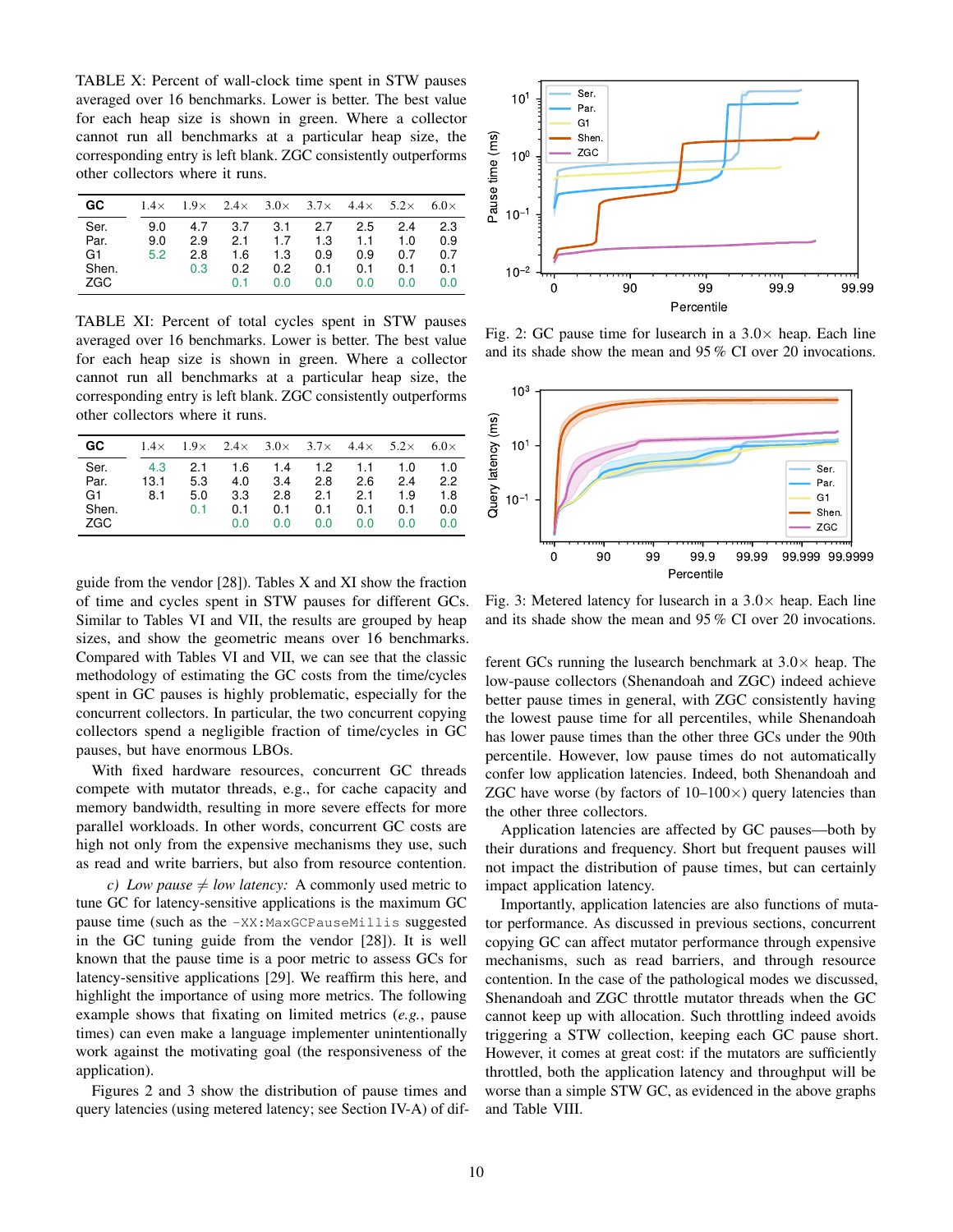TABLE X: Percent of wall-clock time spent in STW pauses averaged over 16 benchmarks. Lower is better. The best value for each heap size is shown in green. Where a collector cannot run all benchmarks at a particular heap size, the corresponding entry is left blank. ZGC consistently outperforms other collectors where it runs.

| GC | 1.4× | 1.9× | 2.4× | 3.0× | 3.7× | 4.4× | 5.2× | 6.0× |
|---|---|---|---|---|---|---|---|---|
| Ser. | 9.0 | 4.7 | 3.7 | 3.1 | 2.7 | 2.5 | 2.4 | 2.3 |
| Par. | 9.0 | 2.9 | 2.1 | 1.7 | 1.3 | 1.1 | 1.0 | 0.9 |
| G1 | 5.2 | 2.8 | 1.6 | 1.3 | 0.9 | 0.9 | 0.7 | 0.7 |
| Shen. | | 0.3 | 0.2 | 0.2 | 0.1 | 0.1 | 0.1 | 0.1 |
| ZGC | | | 0.1 | 0.0 | 0.0 | 0.0 | 0.0 | 0.0 |

TABLE XI: Percent of total cycles spent in STW pauses averaged over 16 benchmarks. Lower is better. The best value for each heap size is shown in green. Where a collector cannot run all benchmarks at a particular heap size, the corresponding entry is left blank. ZGC consistently outperforms other collectors where it runs.

| GC | 1.4× | 1.9× | 2.4× | 3.0× | 3.7× | 4.4× | 5.2× | 6.0× |
|---|---|---|---|---|---|---|---|---|
| Ser. | 4.3 | 2.1 | 1.6 | 1.4 | 1.2 | 1.1 | 1.0 | 1.0 |
| Par. | 13.1 | 5.3 | 4.0 | 3.4 | 2.8 | 2.6 | 2.4 | 2.2 |
| G1 | 8.1 | 5.0 | 3.3 | 2.8 | 2.1 | 2.1 | 1.9 | 1.8 |
| Shen. | | 0.1 | 0.1 | 0.1 | 0.1 | 0.1 | 0.1 | 0.0 |
| ZGC | | | 0.0 | 0.0 | 0.0 | 0.0 | 0.0 | 0.0 |

guide from the vendor [28]). Tables X and XI show the fraction of time and cycles spent in STW pauses for different GCs. Similar to Tables VI and VII, the results are grouped by heap sizes, and show the geometric means over 16 benchmarks. Compared with Tables VI and VII, we can see that the classic methodology of estimating the GC costs from the time/cycles spent in GC pauses is highly problematic, especially for the concurrent collectors. In particular, the two concurrent copying collectors spend a negligible fraction of time/cycles in GC pauses, but have enormous LBOs.

With fixed hardware resources, concurrent GC threads compete with mutator threads, e.g., for cache capacity and memory bandwidth, resulting in more severe effects for more parallel workloads. In other words, concurrent GC costs are high not only from the expensive mechanisms they use, such as read and write barriers, but also from resource contention.

*c) Low pause ≠ low latency:* A commonly used metric to tune GC for latency-sensitive applications is the maximum GC pause time (such as the `-XX:MaxGCPauseMillis` suggested in the GC tuning guide from the vendor [28]). It is well known that the pause time is a poor metric to assess GCs for latency-sensitive applications [29]. We reaffirm this here, and highlight the importance of using more metrics. The following example shows that fixating on limited metrics (*e.g.*, pause times) can even make a language implementer unintentionally work against the motivating goal (the responsiveness of the application).

Figures 2 and 3 show the distribution of pause times and query latencies (using metered latency; see Section IV-A) of different GCs running the lusearch benchmark at 3.0× heap. The low-pause collectors (Shenandoah and ZGC) indeed achieve better pause times in general, with ZGC consistently having the lowest pause time for all percentiles, while Shenandoah has lower pause times than the other three GCs under the 90th percentile. However, low pause times do not automatically confer low application latencies. Indeed, both Shenandoah and ZGC have worse (by factors of 10–100×) query latencies than the other three collectors.

Fig. 2: GC pause time for lusearch in a 3.0× heap. Each line and its shade show the mean and 95 % CI over 20 invocations.

Fig. 3: Metered latency for lusearch in a 3.0× heap. Each line and its shade show the mean and 95 % CI over 20 invocations.

Application latencies are affected by GC pauses—both by their durations and frequency. Short but frequent pauses will not impact the distribution of pause times, but can certainly impact application latency.

Importantly, application latencies are also functions of mutator performance. As discussed in previous sections, concurrent copying GC can affect mutator performance through expensive mechanisms, such as read barriers, and through resource contention. In the case of the pathological modes we discussed, Shenandoah and ZGC throttle mutator threads when the GC cannot keep up with allocation. Such throttling indeed avoids triggering a STW collection, keeping each GC pause short. However, it comes at great cost: if the mutators are sufficiently throttled, both the application latency and throughput will be worse than a simple STW GC, as evidenced in the above graphs and Table VIII.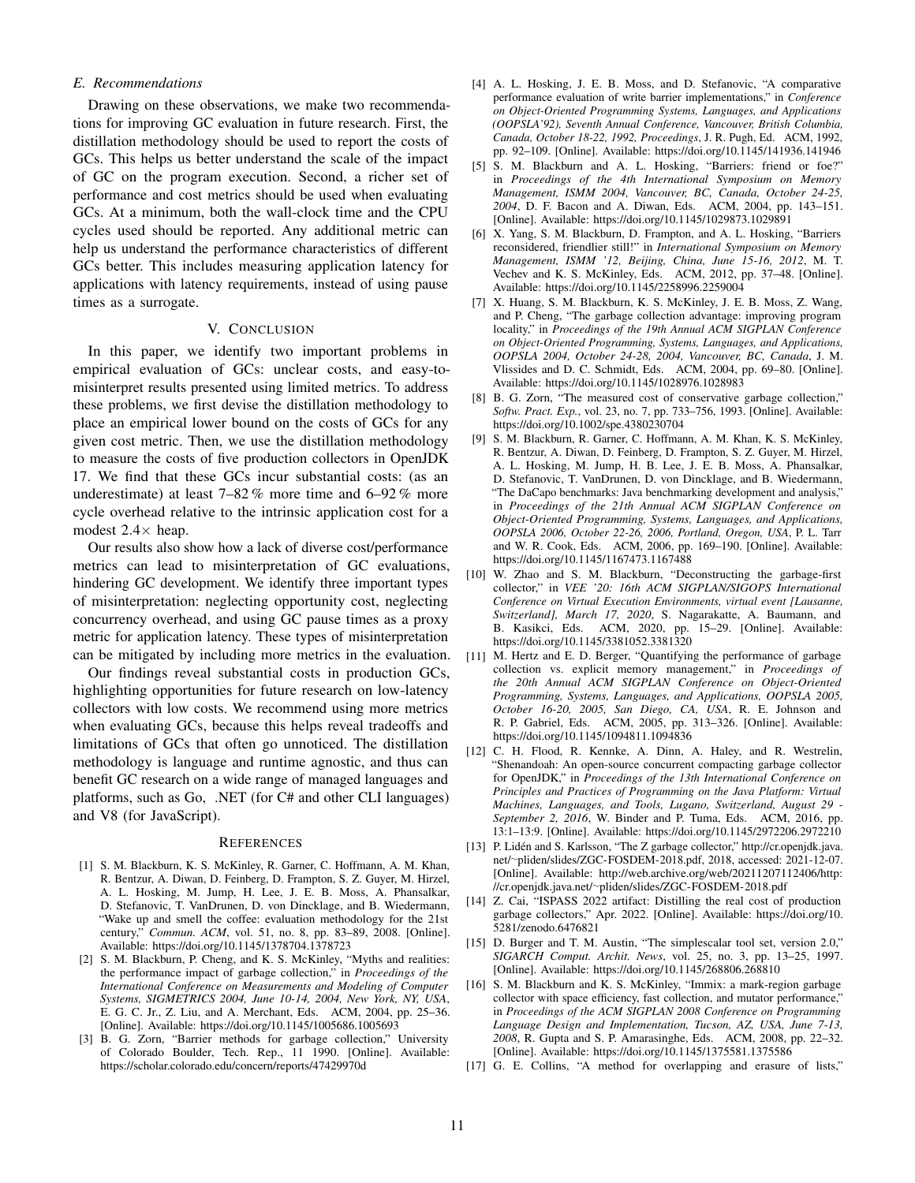### E. Recommendations

Drawing on these observations, we make two recommendations for improving GC evaluation in future research. First, the distillation methodology should be used to report the costs of GCs. This helps us better understand the scale of the impact of GC on the program execution. Second, a richer set of performance and cost metrics should be used when evaluating GCs. At a minimum, both the wall-clock time and the CPU cycles used should be reported. Any additional metric can help us understand the performance characteristics of different GCs better. This includes measuring application latency for applications with latency requirements, instead of using pause times as a surrogate.

## V. Conclusion

In this paper, we identify two important problems in empirical evaluation of GCs: unclear costs, and easy-to-misinterpret results presented using limited metrics. To address these problems, we first devise the distillation methodology to place an empirical lower bound on the costs of GCs for any given cost metric. Then, we use the distillation methodology to measure the costs of five production collectors in OpenJDK 17. We find that these GCs incur substantial costs: (as an underestimate) at least 7–82 % more time and 6–92 % more cycle overhead relative to the intrinsic application cost for a modest $2.4\times$ heap.

Our results also show how a lack of diverse cost/performance metrics can lead to misinterpretation of GC evaluations, hindering GC development. We identify three important types of misinterpretation: neglecting opportunity cost, neglecting concurrency overhead, and using GC pause times as a proxy metric for application latency. These types of misinterpretation can be mitigated by including more metrics in the evaluation.

Our findings reveal substantial costs in production GCs, highlighting opportunities for future research on low-latency collectors with low costs. We recommend using more metrics when evaluating GCs, because this helps reveal tradeoffs and limitations of GCs that often go unnoticed. The distillation methodology is language and runtime agnostic, and thus can benefit GC research on a wide range of managed languages and platforms, such as Go, .NET (for C# and other CLI languages) and V8 (for JavaScript).

## References

[1] S. M. Blackburn, K. S. McKinley, R. Garner, C. Hoffmann, A. M. Khan, R. Bentzur, A. Diwan, D. Feinberg, D. Frampton, S. Z. Guyer, M. Hirzel, A. L. Hosking, M. Jump, H. Lee, J. E. B. Moss, A. Phansalkar, D. Stefanovic, T. VanDrunen, D. von Dincklage, and B. Wiedermann, "Wake up and smell the coffee: evaluation methodology for the 21st century," *Commun. ACM*, vol. 51, no. 8, pp. 83–89, 2008. [Online]. Available: https://doi.org/10.1145/1378704.1378723

[2] S. M. Blackburn, P. Cheng, and K. S. McKinley, "Myths and realities: the performance impact of garbage collection," in *Proceedings of the International Conference on Measurements and Modeling of Computer Systems, SIGMETRICS 2004, June 10-14, 2004, New York, NY, USA*, E. G. C. Jr., Z. Liu, and A. Merchant, Eds. ACM, 2004, pp. 25–36. [Online]. Available: https://doi.org/10.1145/1005686.1005693

[3] B. G. Zorn, "Barrier methods for garbage collection," University of Colorado Boulder, Tech. Rep., 11 1990. [Online]. Available: https://scholar.colorado.edu/concern/reports/47429970d

[4] A. L. Hosking, J. E. B. Moss, and D. Stefanovic, "A comparative performance evaluation of write barrier implementations," in *Conference on Object-Oriented Programming Systems, Languages, and Applications (OOPSLA'92), Seventh Annual Conference, Vancouver, British Columbia, Canada, October 18-22, 1992, Proceedings*, J. R. Pugh, Ed. ACM, 1992, pp. 92–109. [Online]. Available: https://doi.org/10.1145/141936.141946

[5] S. M. Blackburn and A. L. Hosking, "Barriers: friend or foe?" in *Proceedings of the 4th International Symposium on Memory Management, ISMM 2004, Vancouver, BC, Canada, October 24-25, 2004*, D. F. Bacon and A. Diwan, Eds. ACM, 2004, pp. 143–151. [Online]. Available: https://doi.org/10.1145/1029873.1029891

[6] X. Yang, S. M. Blackburn, D. Frampton, and A. L. Hosking, "Barriers reconsidered, friendlier still!" in *International Symposium on Memory Management, ISMM '12, Beijing, China, June 15-16, 2012*, M. T. Vechev and K. S. McKinley, Eds. ACM, 2012, pp. 37–48. [Online]. Available: https://doi.org/10.1145/2258996.2259004

[7] X. Huang, S. M. Blackburn, K. S. McKinley, J. E. B. Moss, Z. Wang, and P. Cheng, "The garbage collection advantage: improving program locality," in *Proceedings of the 19th Annual ACM SIGPLAN Conference on Object-Oriented Programming, Systems, Languages, and Applications, OOPSLA 2004, October 24-28, 2004, Vancouver, BC, Canada*, J. M. Vlissides and D. C. Schmidt, Eds. ACM, 2004, pp. 69–80. [Online]. Available: https://doi.org/10.1145/1028976.1028983

[8] B. G. Zorn, "The measured cost of conservative garbage collection," *Softw. Pract. Exp.*, vol. 23, no. 7, pp. 733–756, 1993. [Online]. Available: https://doi.org/10.1002/spe.4380230704

[9] S. M. Blackburn, R. Garner, C. Hoffmann, A. M. Khan, K. S. McKinley, R. Bentzur, A. Diwan, D. Feinberg, D. Frampton, S. Z. Guyer, M. Hirzel, A. L. Hosking, M. Jump, H. B. Lee, J. E. B. Moss, A. Phansalkar, D. Stefanovic, T. VanDrunen, D. von Dincklage, and B. Wiedermann, "The DaCapo benchmarks: Java benchmarking development and analysis," in *Proceedings of the 21th Annual ACM SIGPLAN Conference on Object-Oriented Programming, Systems, Languages, and Applications, OOPSLA 2006, October 22-26, 2006, Portland, Oregon, USA*, P. L. Tarr and W. R. Cook, Eds. ACM, 2006, pp. 169–190. [Online]. Available: https://doi.org/10.1145/1167473.1167488

[10] W. Zhao and S. M. Blackburn, "Deconstructing the garbage-first collector," in *VEE '20: 16th ACM SIGPLAN/SIGOPS International Conference on Virtual Execution Environments, virtual event [Lausanne, Switzerland], March 17, 2020*, S. Nagarakatte, A. Baumann, and B. Kasikci, Eds. ACM, 2020, pp. 15–29. [Online]. Available: https://doi.org/10.1145/3381052.3381320

[11] M. Hertz and E. D. Berger, "Quantifying the performance of garbage collection vs. explicit memory management," in *Proceedings of the 20th Annual ACM SIGPLAN Conference on Object-Oriented Programming, Systems, Languages, and Applications, OOPSLA 2005, October 16-20, 2005, San Diego, CA, USA*, R. E. Johnson and R. P. Gabriel, Eds. ACM, 2005, pp. 313–326. [Online]. Available: https://doi.org/10.1145/1094811.1094836

[12] C. H. Flood, R. Kennke, A. Dinn, A. Haley, and R. Westrelin, "Shenandoah: An open-source concurrent compacting garbage collector for OpenJDK," in *Proceedings of the 13th International Conference on Principles and Practices of Programming on the Java Platform: Virtual Machines, Languages, and Tools, Lugano, Switzerland, August 29 - September 2, 2016*, W. Binder and P. Tuma, Eds. ACM, 2016, pp. 13:1–13:9. [Online]. Available: https://doi.org/10.1145/2972206.2972210

[13] P. Lidén and S. Karlsson, "The Z garbage collector," http://cr.openjdk.java.net/~pliden/slides/ZGC-FOSDEM-2018.pdf, 2018, accessed: 2021-12-07. [Online]. Available: http://web.archive.org/web/20211207112406/http://cr.openjdk.java.net/~pliden/slides/ZGC-FOSDEM-2018.pdf

[14] Z. Cai, "ISPASS 2022 artifact: Distilling the real cost of production garbage collectors," Apr. 2022. [Online]. Available: https://doi.org/10.5281/zenodo.6476821

[15] D. Burger and T. M. Austin, "The simplescalar tool set, version 2.0," *SIGARCH Comput. Archit. News*, vol. 25, no. 3, pp. 13–25, 1997. [Online]. Available: https://doi.org/10.1145/268806.268810

[16] S. M. Blackburn and K. S. McKinley, "Immix: a mark-region garbage collector with space efficiency, fast collection, and mutator performance," in *Proceedings of the ACM SIGPLAN 2008 Conference on Programming Language Design and Implementation, Tucson, AZ, USA, June 7-13, 2008*, R. Gupta and S. P. Amarasinghe, Eds. ACM, 2008, pp. 22–32. [Online]. Available: https://doi.org/10.1145/1375581.1375586

[17] G. E. Collins, "A method for overlapping and erasure of lists,"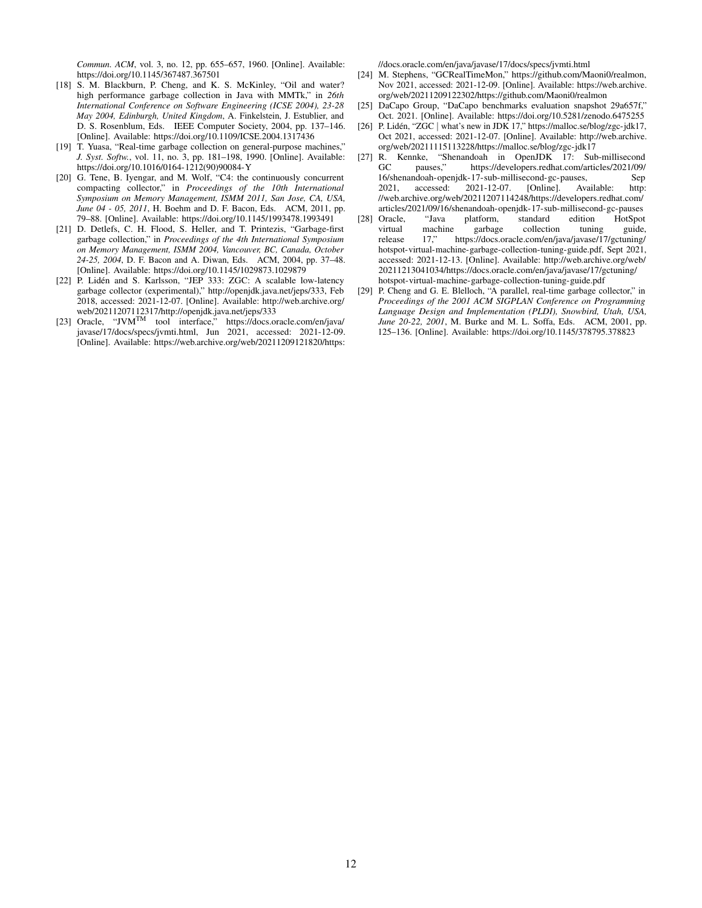*Commun. ACM*, vol. 3, no. 12, pp. 655–657, 1960. [Online]. Available: https://doi.org/10.1145/367487.367501

[18] S. M. Blackburn, P. Cheng, and K. S. McKinley, "Oil and water? high performance garbage collection in Java with MMTk," in *26th International Conference on Software Engineering (ICSE 2004), 23-28 May 2004, Edinburgh, United Kingdom*, A. Finkelstein, J. Estublier, and D. S. Rosenblum, Eds. IEEE Computer Society, 2004, pp. 137–146. [Online]. Available: https://doi.org/10.1109/ICSE.2004.1317436

[19] T. Yuasa, "Real-time garbage collection on general-purpose machines," *J. Syst. Softw.*, vol. 11, no. 3, pp. 181–198, 1990. [Online]. Available: https://doi.org/10.1016/0164-1212(90)90084-Y

[20] G. Tene, B. Iyengar, and M. Wolf, "C4: the continuously concurrent compacting collector," in *Proceedings of the 10th International Symposium on Memory Management, ISMM 2011, San Jose, CA, USA, June 04 - 05, 2011*, H. Boehm and D. F. Bacon, Eds. ACM, 2011, pp. 79–88. [Online]. Available: https://doi.org/10.1145/1993478.1993491

[21] D. Detlefs, C. H. Flood, S. Heller, and T. Printezis, "Garbage-first garbage collection," in *Proceedings of the 4th International Symposium on Memory Management, ISMM 2004, Vancouver, BC, Canada, October 24-25, 2004*, D. F. Bacon and A. Diwan, Eds. ACM, 2004, pp. 37–48. [Online]. Available: https://doi.org/10.1145/1029873.1029879

[22] P. Lidén and S. Karlsson, "JEP 333: ZGC: A scalable low-latency garbage collector (experimental)," http://openjdk.java.net/jeps/333, Feb 2018, accessed: 2021-12-07. [Online]. Available: http://web.archive.org/web/20211207112317/http://openjdk.java.net/jeps/333

[23] Oracle, "JVM™ tool interface," https://docs.oracle.com/en/java/javase/17/docs/specs/jvmti.html, Jun 2021, accessed: 2021-12-09. [Online]. Available: https://web.archive.org/web/20211209121820/https://docs.oracle.com/en/java/javase/17/docs/specs/jvmti.html

[24] M. Stephens, "GCRealTimeMon," https://github.com/Maoni0/realmon, Nov 2021, accessed: 2021-12-09. [Online]. Available: https://web.archive.org/web/20211209122302/https://github.com/Maoni0/realmon

[25] DaCapo Group, "DaCapo benchmarks evaluation snapshot 29a657f," Oct. 2021. [Online]. Available: https://doi.org/10.5281/zenodo.6475255

[26] P. Lidén, "ZGC | what's new in JDK 17," https://malloc.se/blog/zgc-jdk17, Oct 2021, accessed: 2021-12-07. [Online]. Available: http://web.archive.org/web/20211115113228/https://malloc.se/blog/zgc-jdk17

[27] R. Kennke, "Shenandoah in OpenJDK 17: Sub-millisecond GC pauses," https://developers.redhat.com/articles/2021/09/16/shenandoah-openjdk-17-sub-millisecond-gc-pauses, Sep 2021, accessed: 2021-12-07. [Online]. Available: http://web.archive.org/web/20211207114248/https://developers.redhat.com/articles/2021/09/16/shenandoah-openjdk-17-sub-millisecond-gc-pauses

[28] Oracle, "Java platform, standard edition HotSpot virtual machine garbage collection tuning guide, release 17," https://docs.oracle.com/en/java/javase/17/gctuning/hotspot-virtual-machine-garbage-collection-tuning-guide.pdf, Sept 2021, accessed: 2021-12-13. [Online]. Available: http://web.archive.org/web/20211213041034/https://docs.oracle.com/en/java/javase/17/gctuning/hotspot-virtual-machine-garbage-collection-tuning-guide.pdf

[29] P. Cheng and G. E. Blelloch, "A parallel, real-time garbage collector," in *Proceedings of the 2001 ACM SIGPLAN Conference on Programming Language Design and Implementation (PLDI), Snowbird, Utah, USA, June 20-22, 2001*, M. Burke and M. L. Soffa, Eds. ACM, 2001, pp. 125–136. [Online]. Available: https://doi.org/10.1145/378795.378823